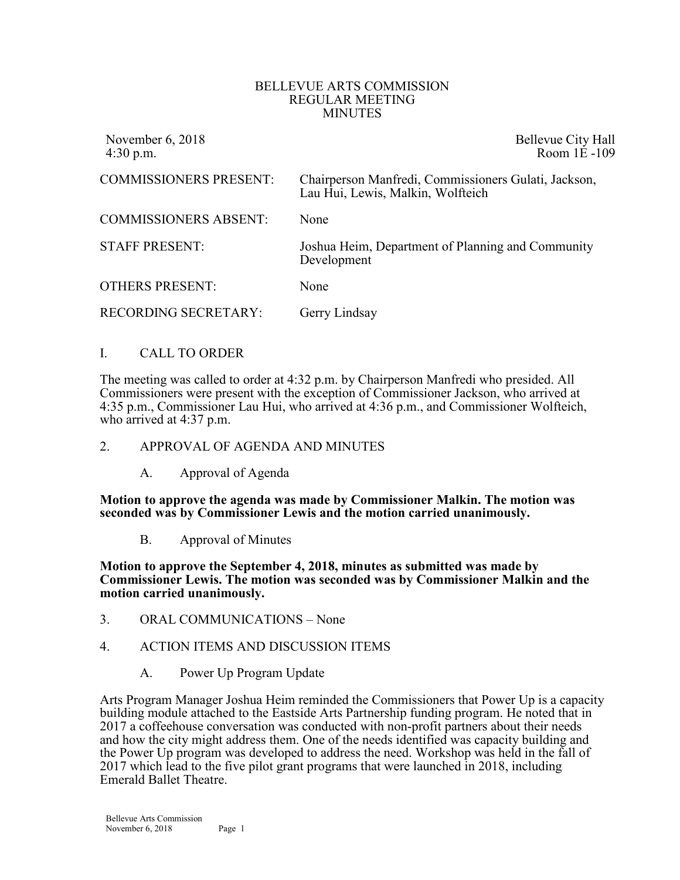# BELLEVUE ARTS COMMISSION
## REGULAR MEETING
## MINUTES

November 6, 2018 — Bellevue City Hall
4:30 p.m. — Room 1E -109

| | |
|---|---|
| COMMISSIONERS PRESENT: | Chairperson Manfredi, Commissioners Gulati, Jackson, Lau Hui, Lewis, Malkin, Wolfteich |
| COMMISSIONERS ABSENT: | None |
| STAFF PRESENT: | Joshua Heim, Department of Planning and Community Development |
| OTHERS PRESENT: | None |
| RECORDING SECRETARY: | Gerry Lindsay |

I. CALL TO ORDER

The meeting was called to order at 4:32 p.m. by Chairperson Manfredi who presided. All Commissioners were present with the exception of Commissioner Jackson, who arrived at 4:35 p.m., Commissioner Lau Hui, who arrived at 4:36 p.m., and Commissioner Wolfteich, who arrived at 4:37 p.m.

2. APPROVAL OF AGENDA AND MINUTES

A. Approval of Agenda

**Motion to approve the agenda was made by Commissioner Malkin. The motion was seconded was by Commissioner Lewis and the motion carried unanimously.**

B. Approval of Minutes

**Motion to approve the September 4, 2018, minutes as submitted was made by Commissioner Lewis. The motion was seconded was by Commissioner Malkin and the motion carried unanimously.**

3. ORAL COMMUNICATIONS – None

4. ACTION ITEMS AND DISCUSSION ITEMS

A. Power Up Program Update

Arts Program Manager Joshua Heim reminded the Commissioners that Power Up is a capacity building module attached to the Eastside Arts Partnership funding program. He noted that in 2017 a coffeehouse conversation was conducted with non-profit partners about their needs and how the city might address them. One of the needs identified was capacity building and the Power Up program was developed to address the need. Workshop was held in the fall of 2017 which lead to the five pilot grant programs that were launched in 2018, including Emerald Ballet Theatre.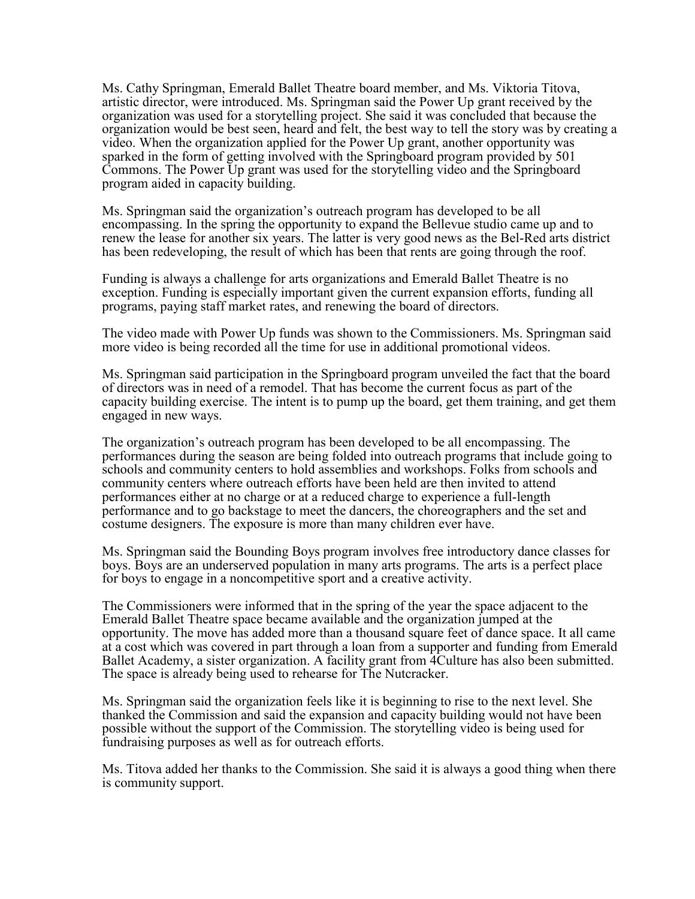Ms. Cathy Springman, Emerald Ballet Theatre board member, and Ms. Viktoria Titova, artistic director, were introduced. Ms. Springman said the Power Up grant received by the organization was used for a storytelling project. She said it was concluded that because the organization would be best seen, heard and felt, the best way to tell the story was by creating a video. When the organization applied for the Power Up grant, another opportunity was sparked in the form of getting involved with the Springboard program provided by 501 Commons. The Power Up grant was used for the storytelling video and the Springboard program aided in capacity building.

Ms. Springman said the organization's outreach program has developed to be all encompassing. In the spring the opportunity to expand the Bellevue studio came up and to renew the lease for another six years. The latter is very good news as the Bel-Red arts district has been redeveloping, the result of which has been that rents are going through the roof.

Funding is always a challenge for arts organizations and Emerald Ballet Theatre is no exception. Funding is especially important given the current expansion efforts, funding all programs, paying staff market rates, and renewing the board of directors.

The video made with Power Up funds was shown to the Commissioners. Ms. Springman said more video is being recorded all the time for use in additional promotional videos.

Ms. Springman said participation in the Springboard program unveiled the fact that the board of directors was in need of a remodel. That has become the current focus as part of the capacity building exercise. The intent is to pump up the board, get them training, and get them engaged in new ways.

The organization's outreach program has been developed to be all encompassing. The performances during the season are being folded into outreach programs that include going to schools and community centers to hold assemblies and workshops. Folks from schools and community centers where outreach efforts have been held are then invited to attend performances either at no charge or at a reduced charge to experience a full-length performance and to go backstage to meet the dancers, the choreographers and the set and costume designers. The exposure is more than many children ever have.

Ms. Springman said the Bounding Boys program involves free introductory dance classes for boys. Boys are an underserved population in many arts programs. The arts is a perfect place for boys to engage in a noncompetitive sport and a creative activity.

The Commissioners were informed that in the spring of the year the space adjacent to the Emerald Ballet Theatre space became available and the organization jumped at the opportunity. The move has added more than a thousand square feet of dance space. It all came at a cost which was covered in part through a loan from a supporter and funding from Emerald Ballet Academy, a sister organization. A facility grant from 4Culture has also been submitted. The space is already being used to rehearse for The Nutcracker.

Ms. Springman said the organization feels like it is beginning to rise to the next level. She thanked the Commission and said the expansion and capacity building would not have been possible without the support of the Commission. The storytelling video is being used for fundraising purposes as well as for outreach efforts.

Ms. Titova added her thanks to the Commission. She said it is always a good thing when there is community support.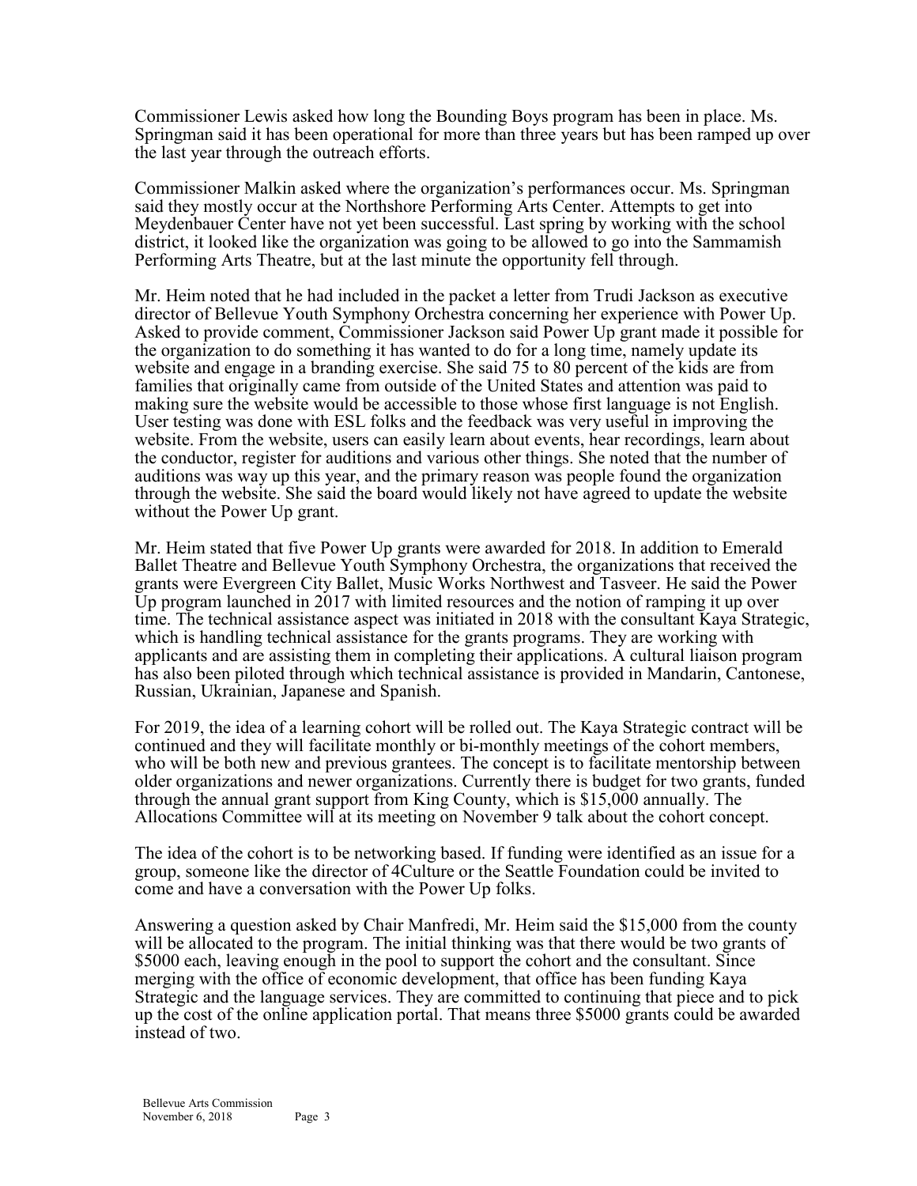Commissioner Lewis asked how long the Bounding Boys program has been in place. Ms. Springman said it has been operational for more than three years but has been ramped up over the last year through the outreach efforts.

Commissioner Malkin asked where the organization's performances occur. Ms. Springman said they mostly occur at the Northshore Performing Arts Center. Attempts to get into Meydenbauer Center have not yet been successful. Last spring by working with the school district, it looked like the organization was going to be allowed to go into the Sammamish Performing Arts Theatre, but at the last minute the opportunity fell through.

Mr. Heim noted that he had included in the packet a letter from Trudi Jackson as executive director of Bellevue Youth Symphony Orchestra concerning her experience with Power Up. Asked to provide comment, Commissioner Jackson said Power Up grant made it possible for the organization to do something it has wanted to do for a long time, namely update its website and engage in a branding exercise. She said 75 to 80 percent of the kids are from families that originally came from outside of the United States and attention was paid to making sure the website would be accessible to those whose first language is not English. User testing was done with ESL folks and the feedback was very useful in improving the website. From the website, users can easily learn about events, hear recordings, learn about the conductor, register for auditions and various other things. She noted that the number of auditions was way up this year, and the primary reason was people found the organization through the website. She said the board would likely not have agreed to update the website without the Power Up grant.

Mr. Heim stated that five Power Up grants were awarded for 2018. In addition to Emerald Ballet Theatre and Bellevue Youth Symphony Orchestra, the organizations that received the grants were Evergreen City Ballet, Music Works Northwest and Tasveer. He said the Power Up program launched in 2017 with limited resources and the notion of ramping it up over time. The technical assistance aspect was initiated in 2018 with the consultant Kaya Strategic, which is handling technical assistance for the grants programs. They are working with applicants and are assisting them in completing their applications. A cultural liaison program has also been piloted through which technical assistance is provided in Mandarin, Cantonese, Russian, Ukrainian, Japanese and Spanish.

For 2019, the idea of a learning cohort will be rolled out. The Kaya Strategic contract will be continued and they will facilitate monthly or bi-monthly meetings of the cohort members, who will be both new and previous grantees. The concept is to facilitate mentorship between older organizations and newer organizations. Currently there is budget for two grants, funded through the annual grant support from King County, which is $15,000 annually. The Allocations Committee will at its meeting on November 9 talk about the cohort concept.

The idea of the cohort is to be networking based. If funding were identified as an issue for a group, someone like the director of 4Culture or the Seattle Foundation could be invited to come and have a conversation with the Power Up folks.

Answering a question asked by Chair Manfredi, Mr. Heim said the $15,000 from the county will be allocated to the program. The initial thinking was that there would be two grants of $5000 each, leaving enough in the pool to support the cohort and the consultant. Since merging with the office of economic development, that office has been funding Kaya Strategic and the language services. They are committed to continuing that piece and to pick up the cost of the online application portal. That means three $5000 grants could be awarded instead of two.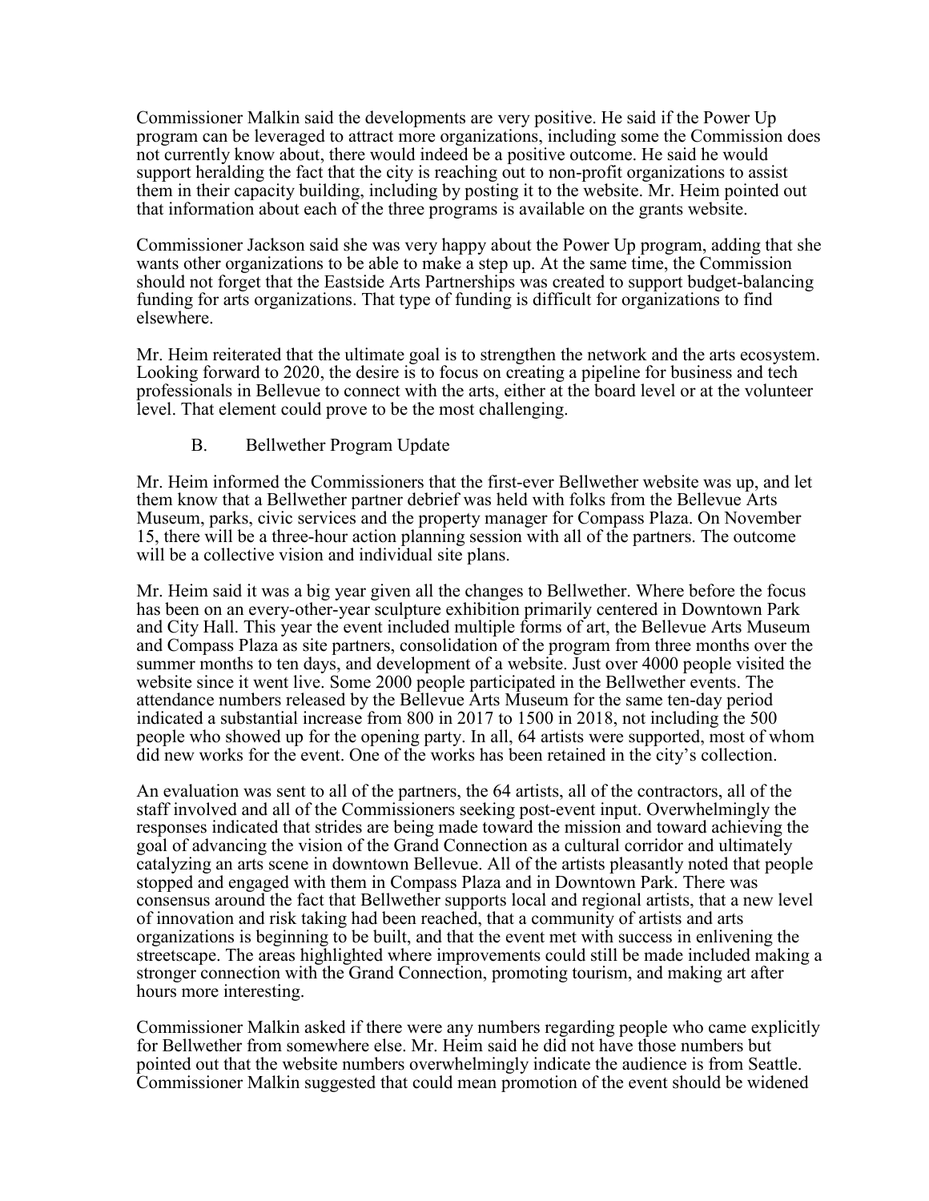Commissioner Malkin said the developments are very positive. He said if the Power Up program can be leveraged to attract more organizations, including some the Commission does not currently know about, there would indeed be a positive outcome. He said he would support heralding the fact that the city is reaching out to non-profit organizations to assist them in their capacity building, including by posting it to the website. Mr. Heim pointed out that information about each of the three programs is available on the grants website.

Commissioner Jackson said she was very happy about the Power Up program, adding that she wants other organizations to be able to make a step up. At the same time, the Commission should not forget that the Eastside Arts Partnerships was created to support budget-balancing funding for arts organizations. That type of funding is difficult for organizations to find elsewhere.

Mr. Heim reiterated that the ultimate goal is to strengthen the network and the arts ecosystem. Looking forward to 2020, the desire is to focus on creating a pipeline for business and tech professionals in Bellevue to connect with the arts, either at the board level or at the volunteer level. That element could prove to be the most challenging.

B. Bellwether Program Update

Mr. Heim informed the Commissioners that the first-ever Bellwether website was up, and let them know that a Bellwether partner debrief was held with folks from the Bellevue Arts Museum, parks, civic services and the property manager for Compass Plaza. On November 15, there will be a three-hour action planning session with all of the partners. The outcome will be a collective vision and individual site plans.

Mr. Heim said it was a big year given all the changes to Bellwether. Where before the focus has been on an every-other-year sculpture exhibition primarily centered in Downtown Park and City Hall. This year the event included multiple forms of art, the Bellevue Arts Museum and Compass Plaza as site partners, consolidation of the program from three months over the summer months to ten days, and development of a website. Just over 4000 people visited the website since it went live. Some 2000 people participated in the Bellwether events. The attendance numbers released by the Bellevue Arts Museum for the same ten-day period indicated a substantial increase from 800 in 2017 to 1500 in 2018, not including the 500 people who showed up for the opening party. In all, 64 artists were supported, most of whom did new works for the event. One of the works has been retained in the city's collection.

An evaluation was sent to all of the partners, the 64 artists, all of the contractors, all of the staff involved and all of the Commissioners seeking post-event input. Overwhelmingly the responses indicated that strides are being made toward the mission and toward achieving the goal of advancing the vision of the Grand Connection as a cultural corridor and ultimately catalyzing an arts scene in downtown Bellevue. All of the artists pleasantly noted that people stopped and engaged with them in Compass Plaza and in Downtown Park. There was consensus around the fact that Bellwether supports local and regional artists, that a new level of innovation and risk taking had been reached, that a community of artists and arts organizations is beginning to be built, and that the event met with success in enlivening the streetscape. The areas highlighted where improvements could still be made included making a stronger connection with the Grand Connection, promoting tourism, and making art after hours more interesting.

Commissioner Malkin asked if there were any numbers regarding people who came explicitly for Bellwether from somewhere else. Mr. Heim said he did not have those numbers but pointed out that the website numbers overwhelmingly indicate the audience is from Seattle. Commissioner Malkin suggested that could mean promotion of the event should be widened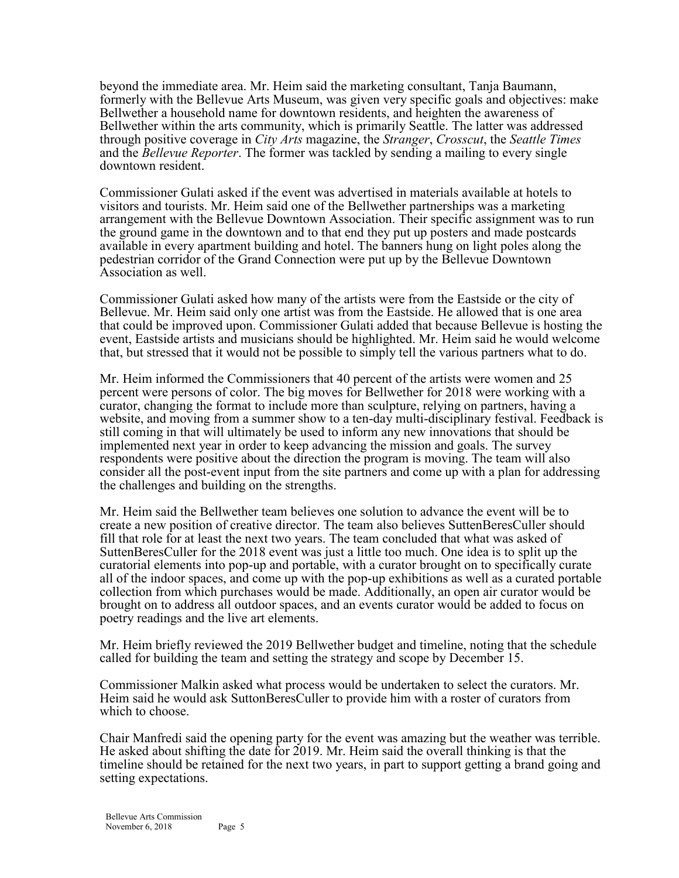beyond the immediate area. Mr. Heim said the marketing consultant, Tanja Baumann, formerly with the Bellevue Arts Museum, was given very specific goals and objectives: make Bellwether a household name for downtown residents, and heighten the awareness of Bellwether within the arts community, which is primarily Seattle. The latter was addressed through positive coverage in *City Arts* magazine, the *Stranger*, *Crosscut*, the *Seattle Times* and the *Bellevue Reporter*. The former was tackled by sending a mailing to every single downtown resident.

Commissioner Gulati asked if the event was advertised in materials available at hotels to visitors and tourists. Mr. Heim said one of the Bellwether partnerships was a marketing arrangement with the Bellevue Downtown Association. Their specific assignment was to run the ground game in the downtown and to that end they put up posters and made postcards available in every apartment building and hotel. The banners hung on light poles along the pedestrian corridor of the Grand Connection were put up by the Bellevue Downtown Association as well.

Commissioner Gulati asked how many of the artists were from the Eastside or the city of Bellevue. Mr. Heim said only one artist was from the Eastside. He allowed that is one area that could be improved upon. Commissioner Gulati added that because Bellevue is hosting the event, Eastside artists and musicians should be highlighted. Mr. Heim said he would welcome that, but stressed that it would not be possible to simply tell the various partners what to do.

Mr. Heim informed the Commissioners that 40 percent of the artists were women and 25 percent were persons of color. The big moves for Bellwether for 2018 were working with a curator, changing the format to include more than sculpture, relying on partners, having a website, and moving from a summer show to a ten-day multi-disciplinary festival. Feedback is still coming in that will ultimately be used to inform any new innovations that should be implemented next year in order to keep advancing the mission and goals. The survey respondents were positive about the direction the program is moving. The team will also consider all the post-event input from the site partners and come up with a plan for addressing the challenges and building on the strengths.

Mr. Heim said the Bellwether team believes one solution to advance the event will be to create a new position of creative director. The team also believes SuttenBeresCuller should fill that role for at least the next two years. The team concluded that what was asked of SuttenBeresCuller for the 2018 event was just a little too much. One idea is to split up the curatorial elements into pop-up and portable, with a curator brought on to specifically curate all of the indoor spaces, and come up with the pop-up exhibitions as well as a curated portable collection from which purchases would be made. Additionally, an open air curator would be brought on to address all outdoor spaces, and an events curator would be added to focus on poetry readings and the live art elements.

Mr. Heim briefly reviewed the 2019 Bellwether budget and timeline, noting that the schedule called for building the team and setting the strategy and scope by December 15.

Commissioner Malkin asked what process would be undertaken to select the curators. Mr. Heim said he would ask SuttonBeresCuller to provide him with a roster of curators from which to choose.

Chair Manfredi said the opening party for the event was amazing but the weather was terrible. He asked about shifting the date for 2019. Mr. Heim said the overall thinking is that the timeline should be retained for the next two years, in part to support getting a brand going and setting expectations.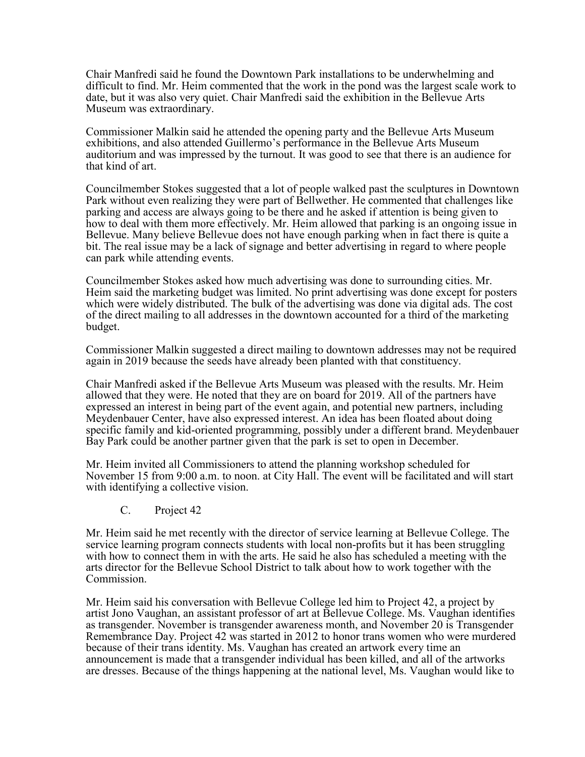Chair Manfredi said he found the Downtown Park installations to be underwhelming and difficult to find. Mr. Heim commented that the work in the pond was the largest scale work to date, but it was also very quiet. Chair Manfredi said the exhibition in the Bellevue Arts Museum was extraordinary.

Commissioner Malkin said he attended the opening party and the Bellevue Arts Museum exhibitions, and also attended Guillermo's performance in the Bellevue Arts Museum auditorium and was impressed by the turnout. It was good to see that there is an audience for that kind of art.

Councilmember Stokes suggested that a lot of people walked past the sculptures in Downtown Park without even realizing they were part of Bellwether. He commented that challenges like parking and access are always going to be there and he asked if attention is being given to how to deal with them more effectively. Mr. Heim allowed that parking is an ongoing issue in Bellevue. Many believe Bellevue does not have enough parking when in fact there is quite a bit. The real issue may be a lack of signage and better advertising in regard to where people can park while attending events.

Councilmember Stokes asked how much advertising was done to surrounding cities. Mr. Heim said the marketing budget was limited. No print advertising was done except for posters which were widely distributed. The bulk of the advertising was done via digital ads. The cost of the direct mailing to all addresses in the downtown accounted for a third of the marketing budget.

Commissioner Malkin suggested a direct mailing to downtown addresses may not be required again in 2019 because the seeds have already been planted with that constituency.

Chair Manfredi asked if the Bellevue Arts Museum was pleased with the results. Mr. Heim allowed that they were. He noted that they are on board for 2019. All of the partners have expressed an interest in being part of the event again, and potential new partners, including Meydenbauer Center, have also expressed interest. An idea has been floated about doing specific family and kid-oriented programming, possibly under a different brand. Meydenbauer Bay Park could be another partner given that the park is set to open in December.

Mr. Heim invited all Commissioners to attend the planning workshop scheduled for November 15 from 9:00 a.m. to noon. at City Hall. The event will be facilitated and will start with identifying a collective vision.

C. Project 42

Mr. Heim said he met recently with the director of service learning at Bellevue College. The service learning program connects students with local non-profits but it has been struggling with how to connect them in with the arts. He said he also has scheduled a meeting with the arts director for the Bellevue School District to talk about how to work together with the Commission.

Mr. Heim said his conversation with Bellevue College led him to Project 42, a project by artist Jono Vaughan, an assistant professor of art at Bellevue College. Ms. Vaughan identifies as transgender. November is transgender awareness month, and November 20 is Transgender Remembrance Day. Project 42 was started in 2012 to honor trans women who were murdered because of their trans identity. Ms. Vaughan has created an artwork every time an announcement is made that a transgender individual has been killed, and all of the artworks are dresses. Because of the things happening at the national level, Ms. Vaughan would like to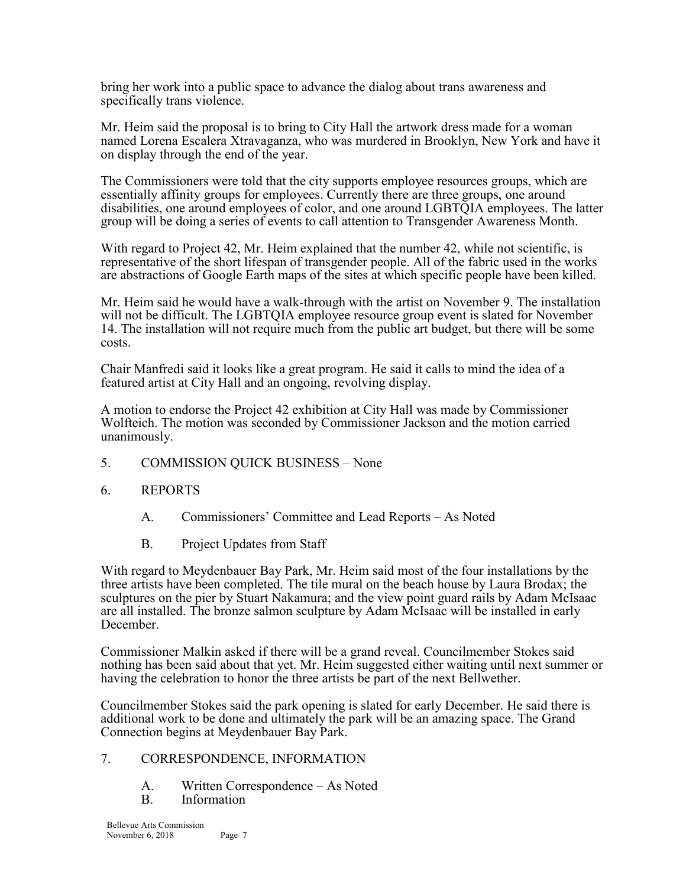bring her work into a public space to advance the dialog about trans awareness and specifically trans violence.

Mr. Heim said the proposal is to bring to City Hall the artwork dress made for a woman named Lorena Escalera Xtravaganza, who was murdered in Brooklyn, New York and have it on display through the end of the year.

The Commissioners were told that the city supports employee resources groups, which are essentially affinity groups for employees. Currently there are three groups, one around disabilities, one around employees of color, and one around LGBTQIA employees. The latter group will be doing a series of events to call attention to Transgender Awareness Month.

With regard to Project 42, Mr. Heim explained that the number 42, while not scientific, is representative of the short lifespan of transgender people. All of the fabric used in the works are abstractions of Google Earth maps of the sites at which specific people have been killed.

Mr. Heim said he would have a walk-through with the artist on November 9. The installation will not be difficult. The LGBTQIA employee resource group event is slated for November 14. The installation will not require much from the public art budget, but there will be some costs.

Chair Manfredi said it looks like a great program. He said it calls to mind the idea of a featured artist at City Hall and an ongoing, revolving display.

A motion to endorse the Project 42 exhibition at City Hall was made by Commissioner Wolfteich. The motion was seconded by Commissioner Jackson and the motion carried unanimously.

5. COMMISSION QUICK BUSINESS – None

6. REPORTS

   A. Commissioners' Committee and Lead Reports – As Noted

   B. Project Updates from Staff

With regard to Meydenbauer Bay Park, Mr. Heim said most of the four installations by the three artists have been completed. The tile mural on the beach house by Laura Brodax; the sculptures on the pier by Stuart Nakamura; and the view point guard rails by Adam McIsaac are all installed. The bronze salmon sculpture by Adam McIsaac will be installed in early December.

Commissioner Malkin asked if there will be a grand reveal. Councilmember Stokes said nothing has been said about that yet. Mr. Heim suggested either waiting until next summer or having the celebration to honor the three artists be part of the next Bellwether.

Councilmember Stokes said the park opening is slated for early December. He said there is additional work to be done and ultimately the park will be an amazing space. The Grand Connection begins at Meydenbauer Bay Park.

7. CORRESPONDENCE, INFORMATION

   A. Written Correspondence – As Noted
   B. Information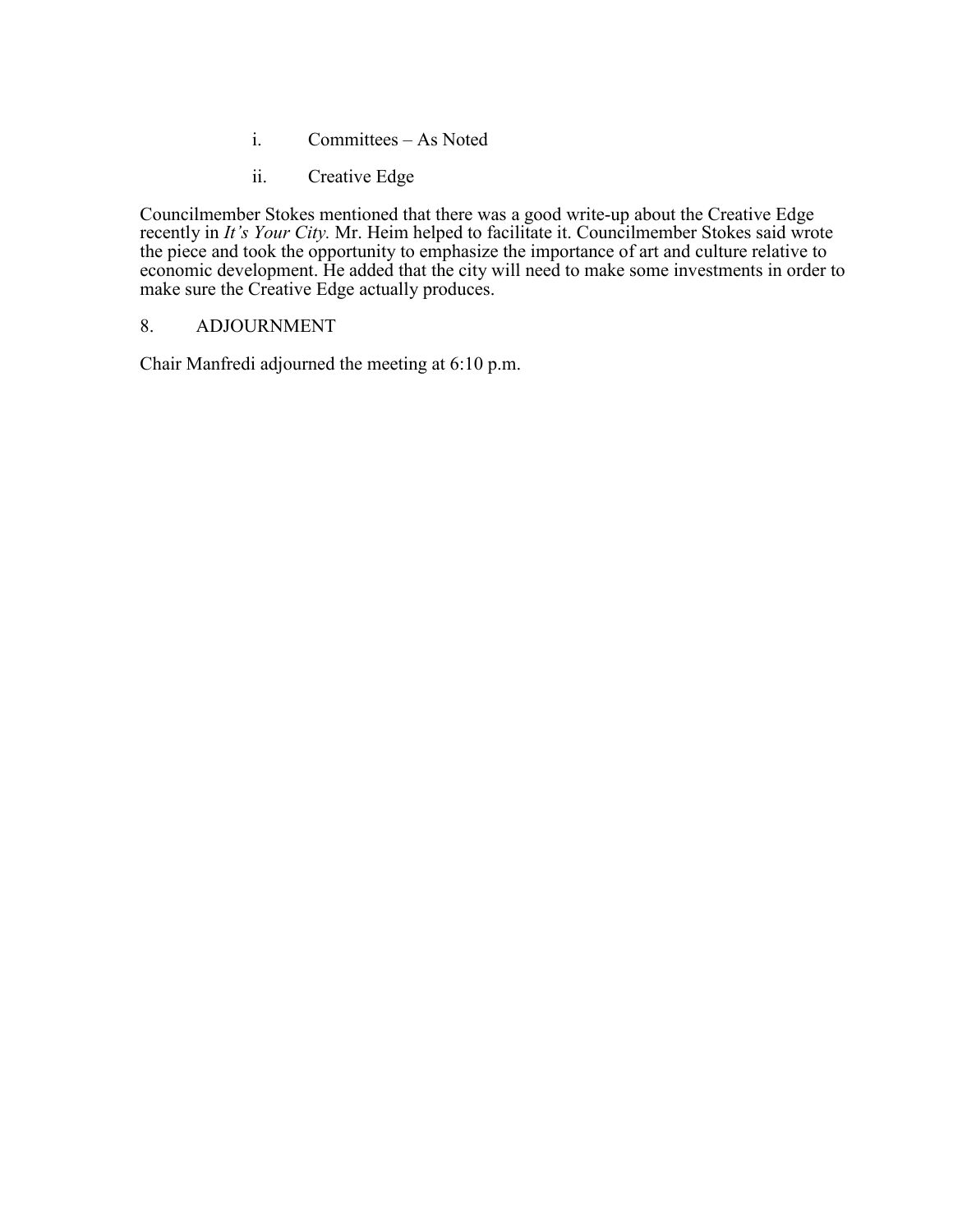i. Committees – As Noted

ii. Creative Edge

Councilmember Stokes mentioned that there was a good write-up about the Creative Edge recently in *It's Your City.* Mr. Heim helped to facilitate it. Councilmember Stokes said wrote the piece and took the opportunity to emphasize the importance of art and culture relative to economic development. He added that the city will need to make some investments in order to make sure the Creative Edge actually produces.

8. ADJOURNMENT

Chair Manfredi adjourned the meeting at 6:10 p.m.